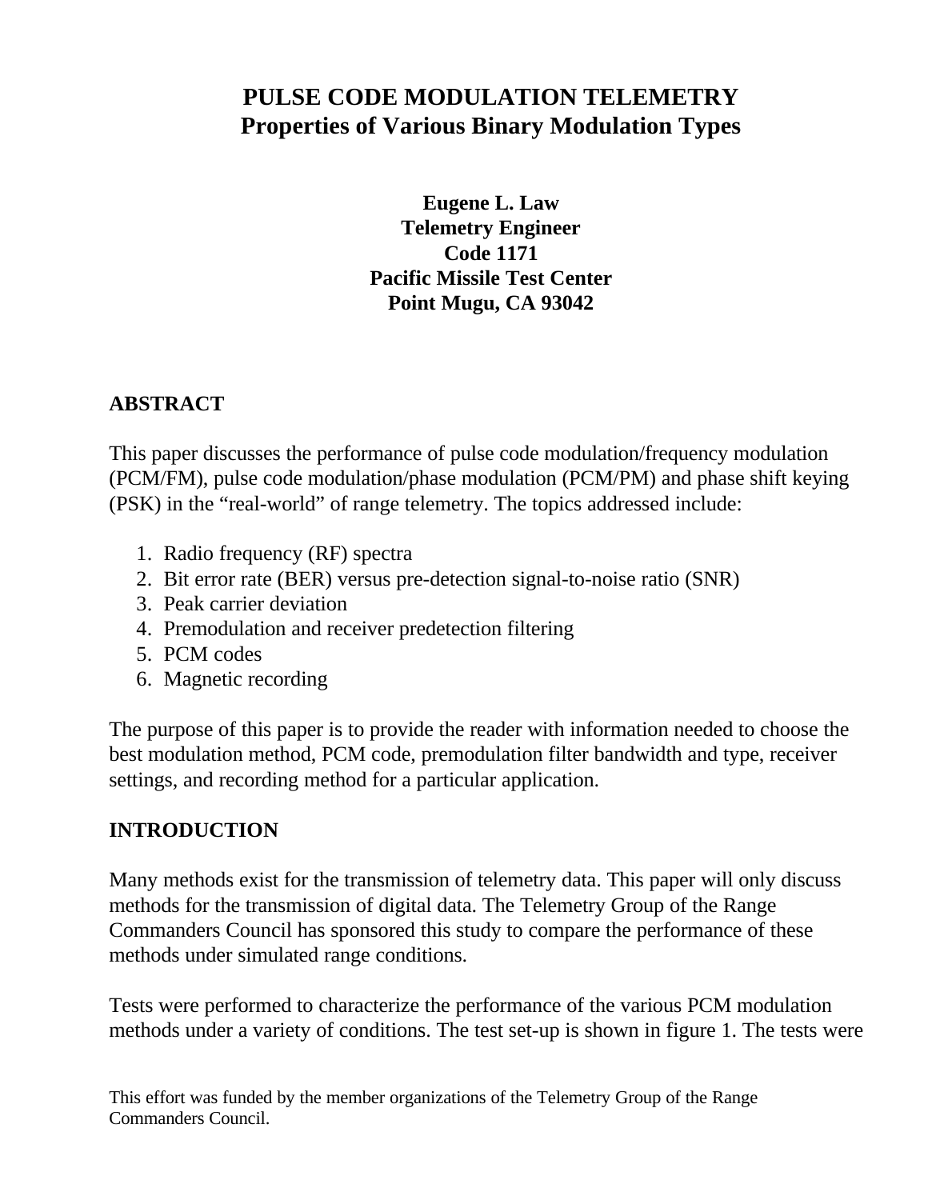# PULSE CODE MODULATION TELEMETRY
## Properties of Various Binary Modulation Types

**Eugene L. Law**
**Telemetry Engineer**
**Code 1171**
**Pacific Missile Test Center**
**Point Mugu, CA 93042**

## ABSTRACT

This paper discusses the performance of pulse code modulation/frequency modulation (PCM/FM), pulse code modulation/phase modulation (PCM/PM) and phase shift keying (PSK) in the “real-world” of range telemetry. The topics addressed include:

1. Radio frequency (RF) spectra
2. Bit error rate (BER) versus pre-detection signal-to-noise ratio (SNR)
3. Peak carrier deviation
4. Premodulation and receiver predetection filtering
5. PCM codes
6. Magnetic recording

The purpose of this paper is to provide the reader with information needed to choose the best modulation method, PCM code, premodulation filter bandwidth and type, receiver settings, and recording method for a particular application.

## INTRODUCTION

Many methods exist for the transmission of telemetry data. This paper will only discuss methods for the transmission of digital data. The Telemetry Group of the Range Commanders Council has sponsored this study to compare the performance of these methods under simulated range conditions.

Tests were performed to characterize the performance of the various PCM modulation methods under a variety of conditions. The test set-up is shown in figure 1. The tests were

This effort was funded by the member organizations of the Telemetry Group of the Range Commanders Council.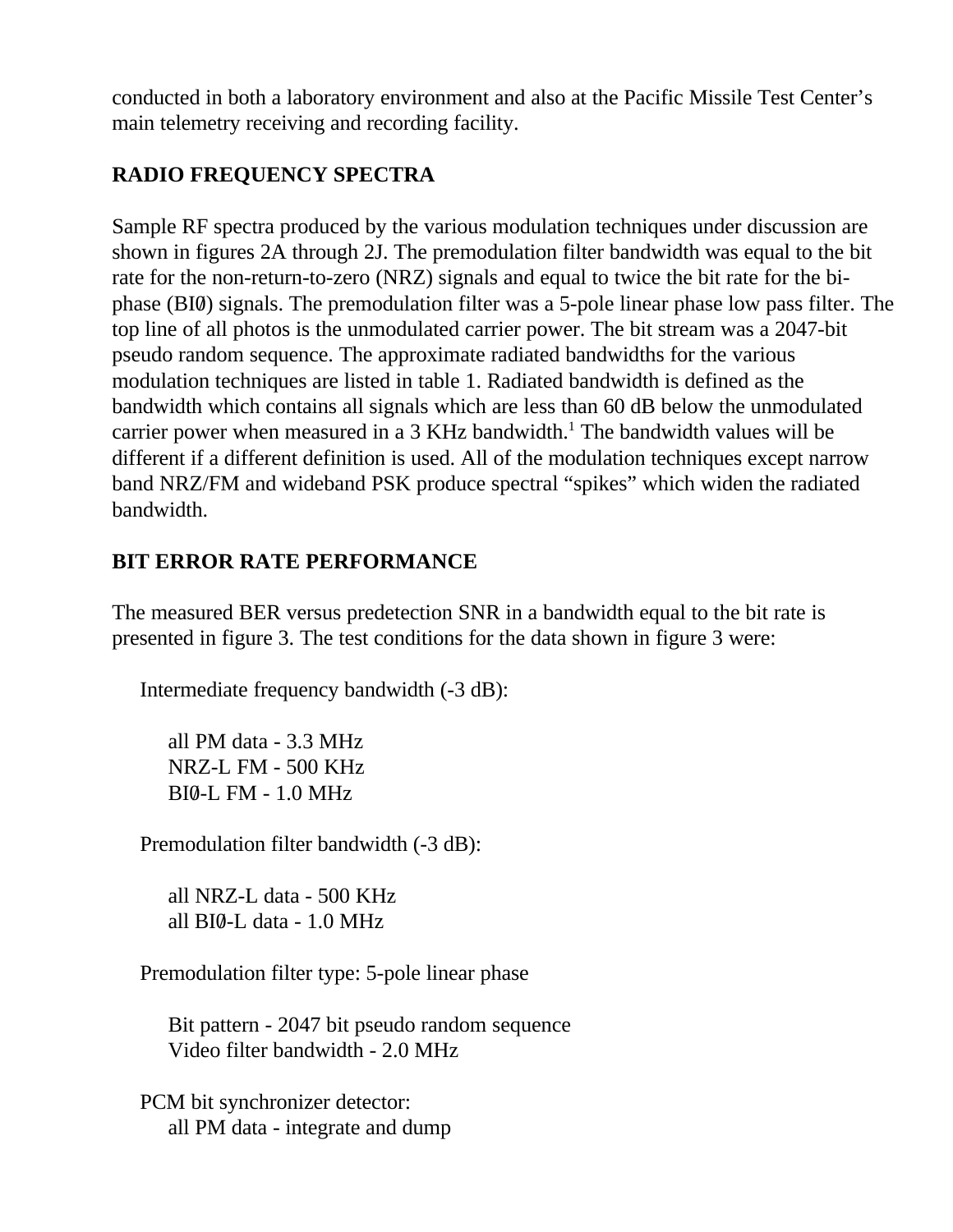conducted in both a laboratory environment and also at the Pacific Missile Test Center's main telemetry receiving and recording facility.

## RADIO FREQUENCY SPECTRA

Sample RF spectra produced by the various modulation techniques under discussion are shown in figures 2A through 2J. The premodulation filter bandwidth was equal to the bit rate for the non-return-to-zero (NRZ) signals and equal to twice the bit rate for the bi-phase (BIØ) signals. The premodulation filter was a 5-pole linear phase low pass filter. The top line of all photos is the unmodulated carrier power. The bit stream was a 2047-bit pseudo random sequence. The approximate radiated bandwidths for the various modulation techniques are listed in table 1. Radiated bandwidth is defined as the bandwidth which contains all signals which are less than 60 dB below the unmodulated carrier power when measured in a 3 KHz bandwidth.[1] The bandwidth values will be different if a different definition is used. All of the modulation techniques except narrow band NRZ/FM and wideband PSK produce spectral "spikes" which widen the radiated bandwidth.

## BIT ERROR RATE PERFORMANCE

The measured BER versus predetection SNR in a bandwidth equal to the bit rate is presented in figure 3. The test conditions for the data shown in figure 3 were:

Intermediate frequency bandwidth (-3 dB):

- all PM data - 3.3 MHz
- NRZ-L FM - 500 KHz
- BIØ-L FM - 1.0 MHz

Premodulation filter bandwidth (-3 dB):

- all NRZ-L data - 500 KHz
- all BIØ-L data - 1.0 MHz

Premodulation filter type: 5-pole linear phase

- Bit pattern - 2047 bit pseudo random sequence
- Video filter bandwidth - 2.0 MHz

PCM bit synchronizer detector:

- all PM data - integrate and dump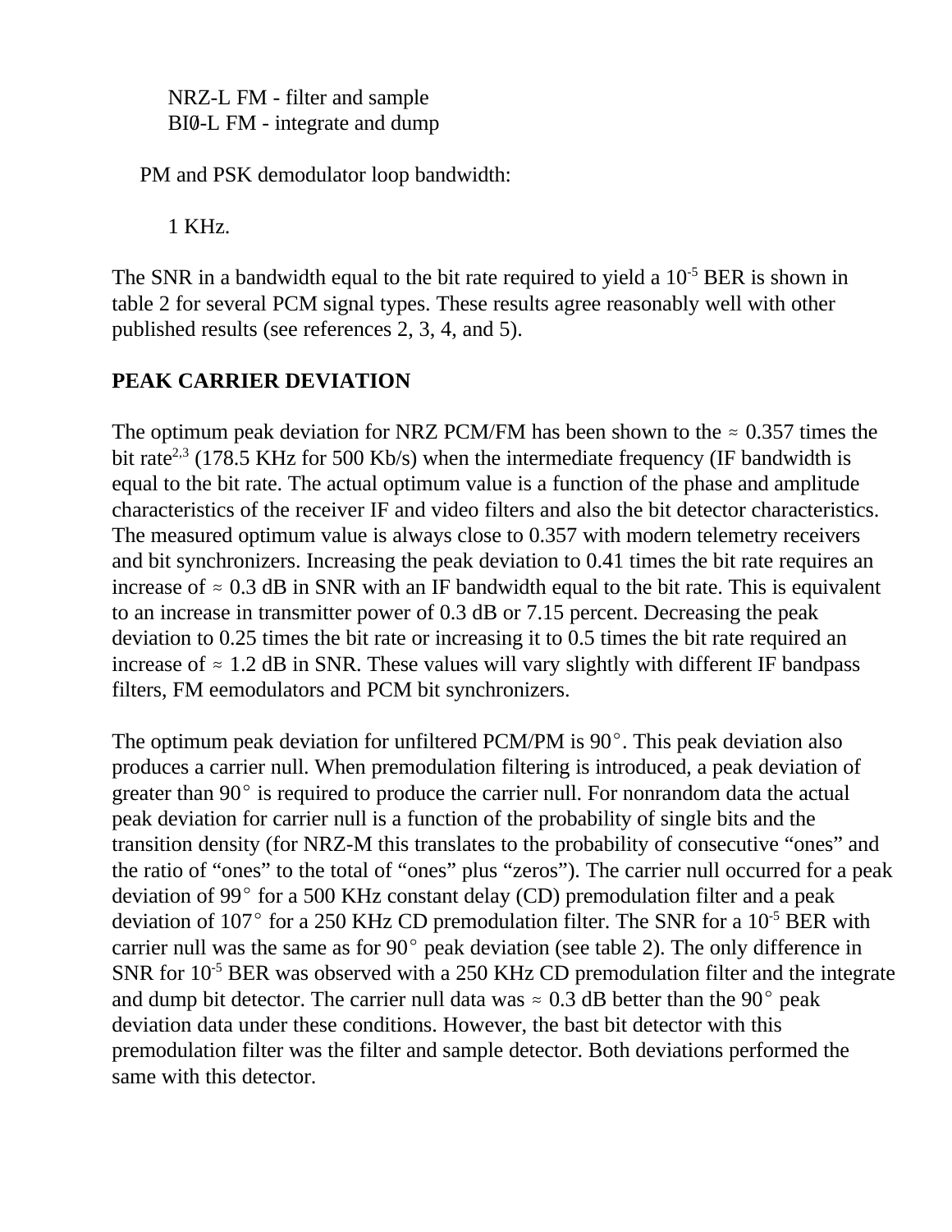NRZ-L FM - filter and sample
BIØ-L FM - integrate and dump

PM and PSK demodulator loop bandwidth:

1 KHz.

The SNR in a bandwidth equal to the bit rate required to yield a $10^{-5}$ BER is shown in table 2 for several PCM signal types. These results agree reasonably well with other published results (see references 2, 3, 4, and 5).

**PEAK CARRIER DEVIATION**

The optimum peak deviation for NRZ PCM/FM has been shown to the ≈ 0.357 times the bit rate[2,3] (178.5 KHz for 500 Kb/s) when the intermediate frequency (IF bandwidth is equal to the bit rate. The actual optimum value is a function of the phase and amplitude characteristics of the receiver IF and video filters and also the bit detector characteristics. The measured optimum value is always close to 0.357 with modern telemetry receivers and bit synchronizers. Increasing the peak deviation to 0.41 times the bit rate requires an increase of ≈ 0.3 dB in SNR with an IF bandwidth equal to the bit rate. This is equivalent to an increase in transmitter power of 0.3 dB or 7.15 percent. Decreasing the peak deviation to 0.25 times the bit rate or increasing it to 0.5 times the bit rate required an increase of ≈ 1.2 dB in SNR. These values will vary slightly with different IF bandpass filters, FM eemodulators and PCM bit synchronizers.

The optimum peak deviation for unfiltered PCM/PM is 90°. This peak deviation also produces a carrier null. When premodulation filtering is introduced, a peak deviation of greater than 90° is required to produce the carrier null. For nonrandom data the actual peak deviation for carrier null is a function of the probability of single bits and the transition density (for NRZ-M this translates to the probability of consecutive "ones" and the ratio of "ones" to the total of "ones" plus "zeros"). The carrier null occurred for a peak deviation of 99° for a 500 KHz constant delay (CD) premodulation filter and a peak deviation of 107° for a 250 KHz CD premodulation filter. The SNR for a $10^{-5}$ BER with carrier null was the same as for 90° peak deviation (see table 2). The only difference in SNR for $10^{-5}$ BER was observed with a 250 KHz CD premodulation filter and the integrate and dump bit detector. The carrier null data was ≈ 0.3 dB better than the 90° peak deviation data under these conditions. However, the bast bit detector with this premodulation filter was the filter and sample detector. Both deviations performed the same with this detector.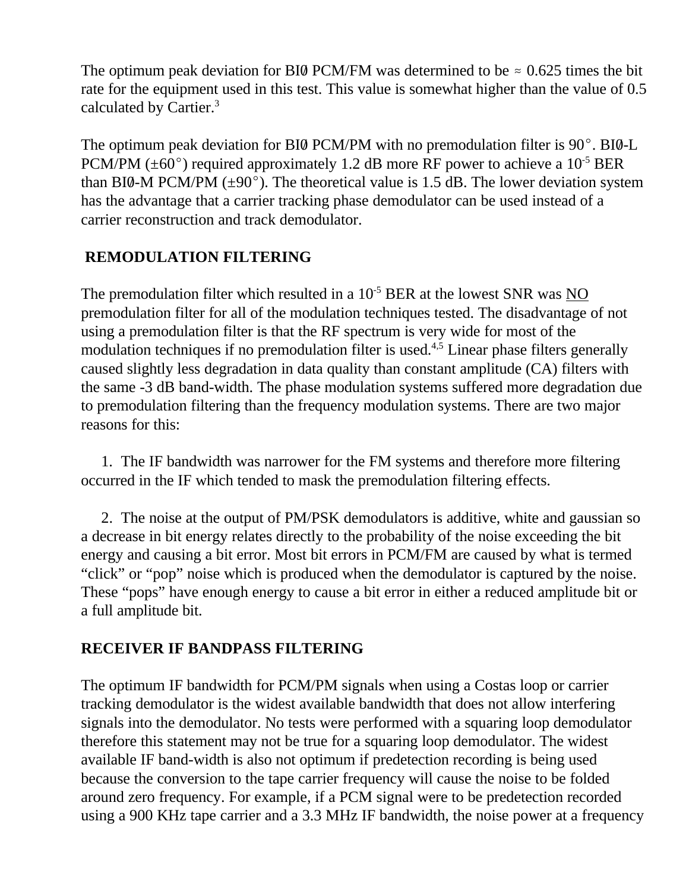The optimum peak deviation for BIØ PCM/FM was determined to be ≈ 0.625 times the bit rate for the equipment used in this test. This value is somewhat higher than the value of 0.5 calculated by Cartier.[3]

The optimum peak deviation for BIØ PCM/PM with no premodulation filter is 90°. BIØ-L PCM/PM (±60°) required approximately 1.2 dB more RF power to achieve a $10^{-5}$ BER than BIØ-M PCM/PM (±90°). The theoretical value is 1.5 dB. The lower deviation system has the advantage that a carrier tracking phase demodulator can be used instead of a carrier reconstruction and track demodulator.

## REMODULATION FILTERING

The premodulation filter which resulted in a $10^{-5}$ BER at the lowest SNR was NO premodulation filter for all of the modulation techniques tested. The disadvantage of not using a premodulation filter is that the RF spectrum is very wide for most of the modulation techniques if no premodulation filter is used.[4,5] Linear phase filters generally caused slightly less degradation in data quality than constant amplitude (CA) filters with the same -3 dB band-width. The phase modulation systems suffered more degradation due to premodulation filtering than the frequency modulation systems. There are two major reasons for this:

1. The IF bandwidth was narrower for the FM systems and therefore more filtering occurred in the IF which tended to mask the premodulation filtering effects.

2. The noise at the output of PM/PSK demodulators is additive, white and gaussian so a decrease in bit energy relates directly to the probability of the noise exceeding the bit energy and causing a bit error. Most bit errors in PCM/FM are caused by what is termed "click" or "pop" noise which is produced when the demodulator is captured by the noise. These "pops" have enough energy to cause a bit error in either a reduced amplitude bit or a full amplitude bit.

## RECEIVER IF BANDPASS FILTERING

The optimum IF bandwidth for PCM/PM signals when using a Costas loop or carrier tracking demodulator is the widest available bandwidth that does not allow interfering signals into the demodulator. No tests were performed with a squaring loop demodulator therefore this statement may not be true for a squaring loop demodulator. The widest available IF band-width is also not optimum if predetection recording is being used because the conversion to the tape carrier frequency will cause the noise to be folded around zero frequency. For example, if a PCM signal were to be predetection recorded using a 900 KHz tape carrier and a 3.3 MHz IF bandwidth, the noise power at a frequency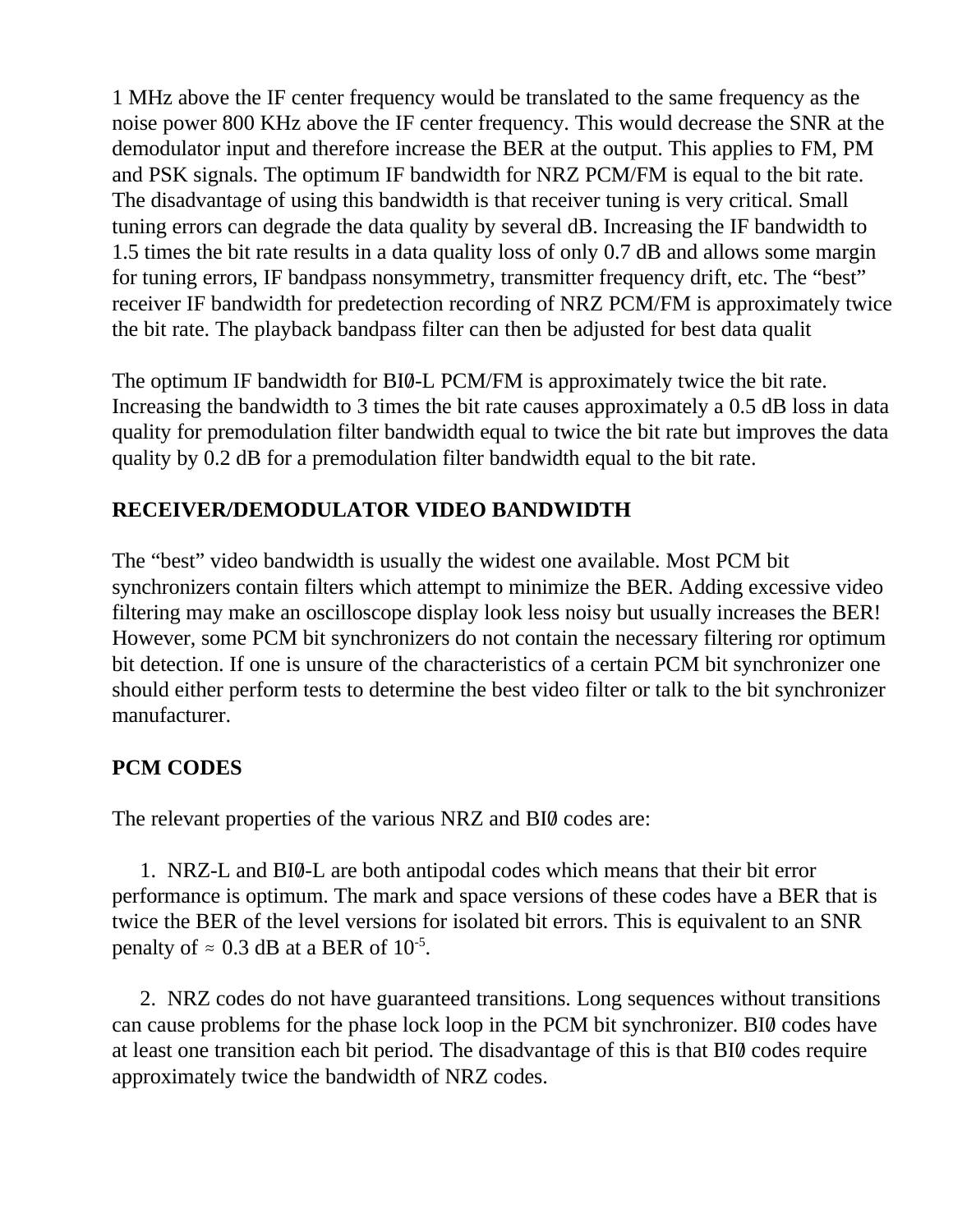1 MHz above the IF center frequency would be translated to the same frequency as the noise power 800 KHz above the IF center frequency. This would decrease the SNR at the demodulator input and therefore increase the BER at the output. This applies to FM, PM and PSK signals. The optimum IF bandwidth for NRZ PCM/FM is equal to the bit rate. The disadvantage of using this bandwidth is that receiver tuning is very critical. Small tuning errors can degrade the data quality by several dB. Increasing the IF bandwidth to 1.5 times the bit rate results in a data quality loss of only 0.7 dB and allows some margin for tuning errors, IF bandpass nonsymmetry, transmitter frequency drift, etc. The "best" receiver IF bandwidth for predetection recording of NRZ PCM/FM is approximately twice the bit rate. The playback bandpass filter can then be adjusted for best data qualit

The optimum IF bandwidth for BIØ-L PCM/FM is approximately twice the bit rate. Increasing the bandwidth to 3 times the bit rate causes approximately a 0.5 dB loss in data quality for premodulation filter bandwidth equal to twice the bit rate but improves the data quality by 0.2 dB for a premodulation filter bandwidth equal to the bit rate.

## RECEIVER/DEMODULATOR VIDEO BANDWIDTH

The "best" video bandwidth is usually the widest one available. Most PCM bit synchronizers contain filters which attempt to minimize the BER. Adding excessive video filtering may make an oscilloscope display look less noisy but usually increases the BER! However, some PCM bit synchronizers do not contain the necessary filtering ror optimum bit detection. If one is unsure of the characteristics of a certain PCM bit synchronizer one should either perform tests to determine the best video filter or talk to the bit synchronizer manufacturer.

## PCM CODES

The relevant properties of the various NRZ and BIØ codes are:

1. NRZ-L and BIØ-L are both antipodal codes which means that their bit error performance is optimum. The mark and space versions of these codes have a BER that is twice the BER of the level versions for isolated bit errors. This is equivalent to an SNR penalty of ≈ 0.3 dB at a BER of $10^{-5}$.

2. NRZ codes do not have guaranteed transitions. Long sequences without transitions can cause problems for the phase lock loop in the PCM bit synchronizer. BIØ codes have at least one transition each bit period. The disadvantage of this is that BIØ codes require approximately twice the bandwidth of NRZ codes.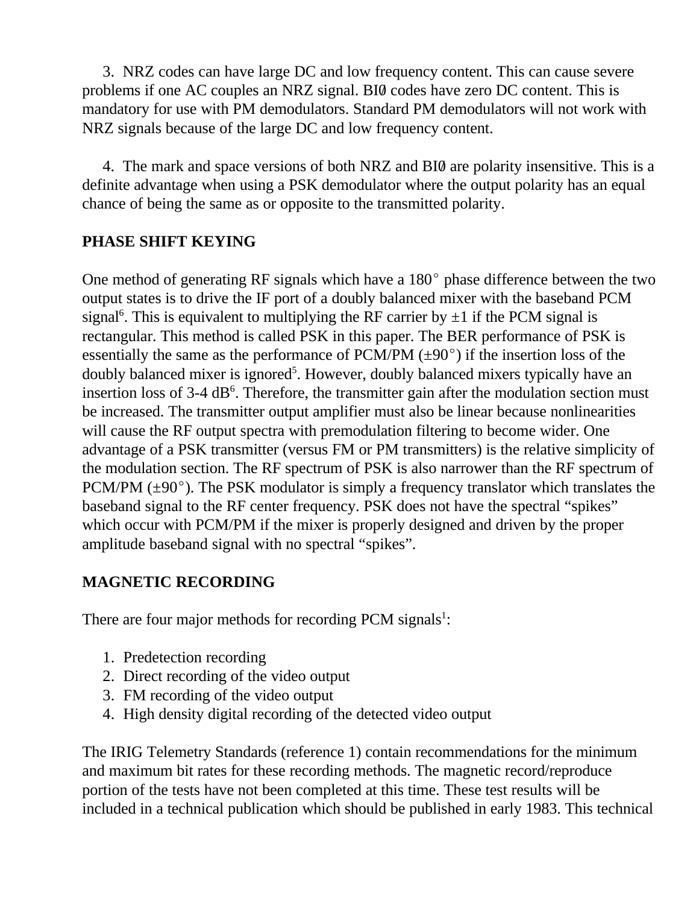3. NRZ codes can have large DC and low frequency content. This can cause severe problems if one AC couples an NRZ signal. BIØ codes have zero DC content. This is mandatory for use with PM demodulators. Standard PM demodulators will not work with NRZ signals because of the large DC and low frequency content.

4. The mark and space versions of both NRZ and BIØ are polarity insensitive. This is a definite advantage when using a PSK demodulator where the output polarity has an equal chance of being the same as or opposite to the transmitted polarity.

**PHASE SHIFT KEYING**

One method of generating RF signals which have a 180° phase difference between the two output states is to drive the IF port of a doubly balanced mixer with the baseband PCM signal[6]. This is equivalent to multiplying the RF carrier by ±1 if the PCM signal is rectangular. This method is called PSK in this paper. The BER performance of PSK is essentially the same as the performance of PCM/PM (±90°) if the insertion loss of the doubly balanced mixer is ignored[5]. However, doubly balanced mixers typically have an insertion loss of 3-4 dB[6]. Therefore, the transmitter gain after the modulation section must be increased. The transmitter output amplifier must also be linear because nonlinearities will cause the RF output spectra with premodulation filtering to become wider. One advantage of a PSK transmitter (versus FM or PM transmitters) is the relative simplicity of the modulation section. The RF spectrum of PSK is also narrower than the RF spectrum of PCM/PM (±90°). The PSK modulator is simply a frequency translator which translates the baseband signal to the RF center frequency. PSK does not have the spectral “spikes” which occur with PCM/PM if the mixer is properly designed and driven by the proper amplitude baseband signal with no spectral “spikes”.

**MAGNETIC RECORDING**

There are four major methods for recording PCM signals[1]:

1. Predetection recording
2. Direct recording of the video output
3. FM recording of the video output
4. High density digital recording of the detected video output

The IRIG Telemetry Standards (reference 1) contain recommendations for the minimum and maximum bit rates for these recording methods. The magnetic record/reproduce portion of the tests have not been completed at this time. These test results will be included in a technical publication which should be published in early 1983. This technical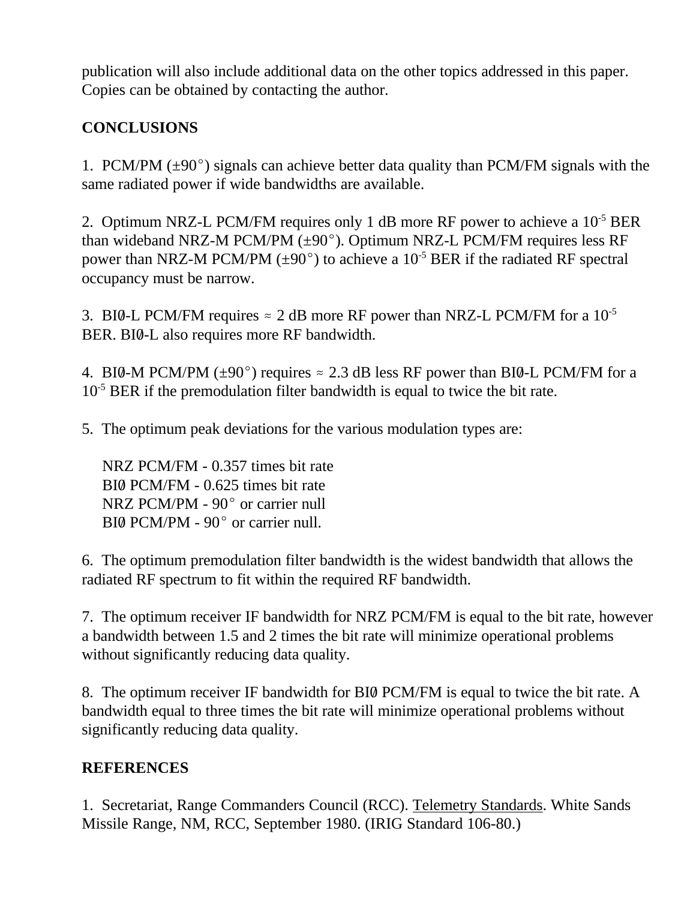publication will also include additional data on the other topics addressed in this paper. Copies can be obtained by contacting the author.

**CONCLUSIONS**

1. PCM/PM (±90°) signals can achieve better data quality than PCM/FM signals with the same radiated power if wide bandwidths are available.

2. Optimum NRZ-L PCM/FM requires only 1 dB more RF power to achieve a $10^{-5}$ BER than wideband NRZ-M PCM/PM (±90°). Optimum NRZ-L PCM/FM requires less RF power than NRZ-M PCM/PM (±90°) to achieve a $10^{-5}$ BER if the radiated RF spectral occupancy must be narrow.

3. BIØ-L PCM/FM requires ≈ 2 dB more RF power than NRZ-L PCM/FM for a $10^{-5}$ BER. BIØ-L also requires more RF bandwidth.

4. BIØ-M PCM/PM (±90°) requires ≈ 2.3 dB less RF power than BIØ-L PCM/FM for a $10^{-5}$ BER if the premodulation filter bandwidth is equal to twice the bit rate.

5. The optimum peak deviations for the various modulation types are:

   NRZ PCM/FM - 0.357 times bit rate
   BIØ PCM/FM - 0.625 times bit rate
   NRZ PCM/PM - 90° or carrier null
   BIØ PCM/PM - 90° or carrier null.

6. The optimum premodulation filter bandwidth is the widest bandwidth that allows the radiated RF spectrum to fit within the required RF bandwidth.

7. The optimum receiver IF bandwidth for NRZ PCM/FM is equal to the bit rate, however a bandwidth between 1.5 and 2 times the bit rate will minimize operational problems without significantly reducing data quality.

8. The optimum receiver IF bandwidth for BIØ PCM/FM is equal to twice the bit rate. A bandwidth equal to three times the bit rate will minimize operational problems without significantly reducing data quality.

**REFERENCES**

1. Secretariat, Range Commanders Council (RCC). Telemetry Standards. White Sands Missile Range, NM, RCC, September 1980. (IRIG Standard 106-80.)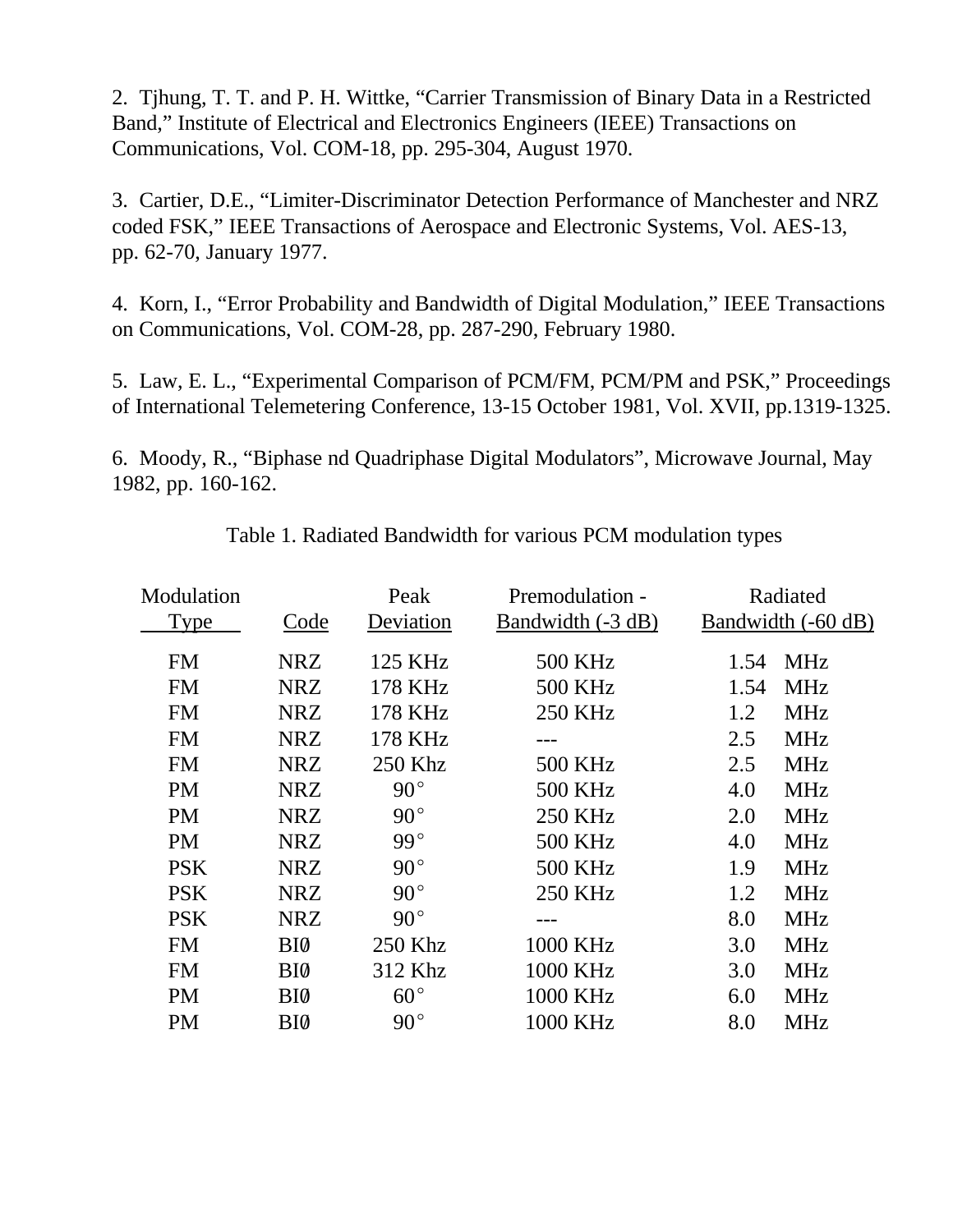2. Tjhung, T. T. and P. H. Wittke, “Carrier Transmission of Binary Data in a Restricted Band,” Institute of Electrical and Electronics Engineers (IEEE) Transactions on Communications, Vol. COM-18, pp. 295-304, August 1970.

3. Cartier, D.E., “Limiter-Discriminator Detection Performance of Manchester and NRZ coded FSK,” IEEE Transactions of Aerospace and Electronic Systems, Vol. AES-13, pp. 62-70, January 1977.

4. Korn, I., “Error Probability and Bandwidth of Digital Modulation,” IEEE Transactions on Communications, Vol. COM-28, pp. 287-290, February 1980.

5. Law, E. L., “Experimental Comparison of PCM/FM, PCM/PM and PSK,” Proceedings of International Telemetering Conference, 13-15 October 1981, Vol. XVII, pp.1319-1325.

6. Moody, R., “Biphase nd Quadriphase Digital Modulators”, Microwave Journal, May 1982, pp. 160-162.

Table 1. Radiated Bandwidth for various PCM modulation types

| Modulation Type | Code | Peak Deviation | Premodulation - Bandwidth (-3 dB) | Radiated Bandwidth (-60 dB) |
|---|---|---|---|---|
| FM | NRZ | 125 KHz | 500 KHz | 1.54 MHz |
| FM | NRZ | 178 KHz | 500 KHz | 1.54 MHz |
| FM | NRZ | 178 KHz | 250 KHz | 1.2 MHz |
| FM | NRZ | 178 KHz | --- | 2.5 MHz |
| FM | NRZ | 250 Khz | 500 KHz | 2.5 MHz |
| PM | NRZ | 90° | 500 KHz | 4.0 MHz |
| PM | NRZ | 90° | 250 KHz | 2.0 MHz |
| PM | NRZ | 99° | 500 KHz | 4.0 MHz |
| PSK | NRZ | 90° | 500 KHz | 1.9 MHz |
| PSK | NRZ | 90° | 250 KHz | 1.2 MHz |
| PSK | NRZ | 90° | --- | 8.0 MHz |
| FM | BIØ | 250 Khz | 1000 KHz | 3.0 MHz |
| FM | BIØ | 312 Khz | 1000 KHz | 3.0 MHz |
| PM | BIØ | 60° | 1000 KHz | 6.0 MHz |
| PM | BIØ | 90° | 1000 KHz | 8.0 MHz |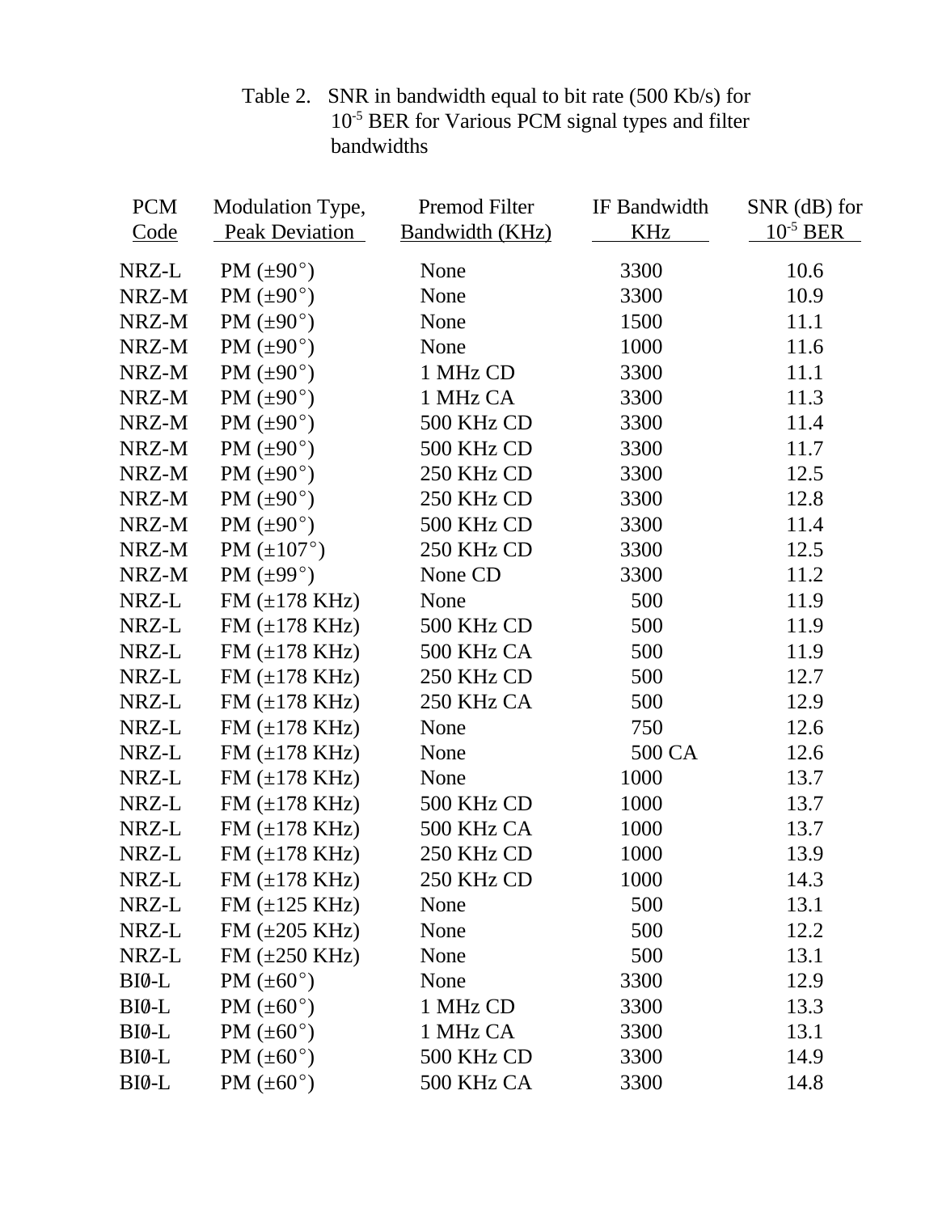Table 2. SNR in bandwidth equal to bit rate (500 Kb/s) for $10^{-5}$ BER for Various PCM signal types and filter bandwidths

| PCM Code | Modulation Type, Peak Deviation | Premod Filter Bandwidth (KHz) | IF Bandwidth KHz | SNR (dB) for $10^{-5}$ BER |
|---|---|---|---|---|
| NRZ-L | PM (±90°) | None | 3300 | 10.6 |
| NRZ-M | PM (±90°) | None | 3300 | 10.9 |
| NRZ-M | PM (±90°) | None | 1500 | 11.1 |
| NRZ-M | PM (±90°) | None | 1000 | 11.6 |
| NRZ-M | PM (±90°) | 1 MHz CD | 3300 | 11.1 |
| NRZ-M | PM (±90°) | 1 MHz CA | 3300 | 11.3 |
| NRZ-M | PM (±90°) | 500 KHz CD | 3300 | 11.4 |
| NRZ-M | PM (±90°) | 500 KHz CD | 3300 | 11.7 |
| NRZ-M | PM (±90°) | 250 KHz CD | 3300 | 12.5 |
| NRZ-M | PM (±90°) | 250 KHz CD | 3300 | 12.8 |
| NRZ-M | PM (±90°) | 500 KHz CD | 3300 | 11.4 |
| NRZ-M | PM (±107°) | 250 KHz CD | 3300 | 12.5 |
| NRZ-M | PM (±99°) | None CD | 3300 | 11.2 |
| NRZ-L | FM (±178 KHz) | None | 500 | 11.9 |
| NRZ-L | FM (±178 KHz) | 500 KHz CD | 500 | 11.9 |
| NRZ-L | FM (±178 KHz) | 500 KHz CA | 500 | 11.9 |
| NRZ-L | FM (±178 KHz) | 250 KHz CD | 500 | 12.7 |
| NRZ-L | FM (±178 KHz) | 250 KHz CA | 500 | 12.9 |
| NRZ-L | FM (±178 KHz) | None | 750 | 12.6 |
| NRZ-L | FM (±178 KHz) | None | 500 CA | 12.6 |
| NRZ-L | FM (±178 KHz) | None | 1000 | 13.7 |
| NRZ-L | FM (±178 KHz) | 500 KHz CD | 1000 | 13.7 |
| NRZ-L | FM (±178 KHz) | 500 KHz CA | 1000 | 13.7 |
| NRZ-L | FM (±178 KHz) | 250 KHz CD | 1000 | 13.9 |
| NRZ-L | FM (±178 KHz) | 250 KHz CD | 1000 | 14.3 |
| NRZ-L | FM (±125 KHz) | None | 500 | 13.1 |
| NRZ-L | FM (±205 KHz) | None | 500 | 12.2 |
| NRZ-L | FM (±250 KHz) | None | 500 | 13.1 |
| BIØ-L | PM (±60°) | None | 3300 | 12.9 |
| BIØ-L | PM (±60°) | 1 MHz CD | 3300 | 13.3 |
| BIØ-L | PM (±60°) | 1 MHz CA | 3300 | 13.1 |
| BIØ-L | PM (±60°) | 500 KHz CD | 3300 | 14.9 |
| BIØ-L | PM (±60°) | 500 KHz CA | 3300 | 14.8 |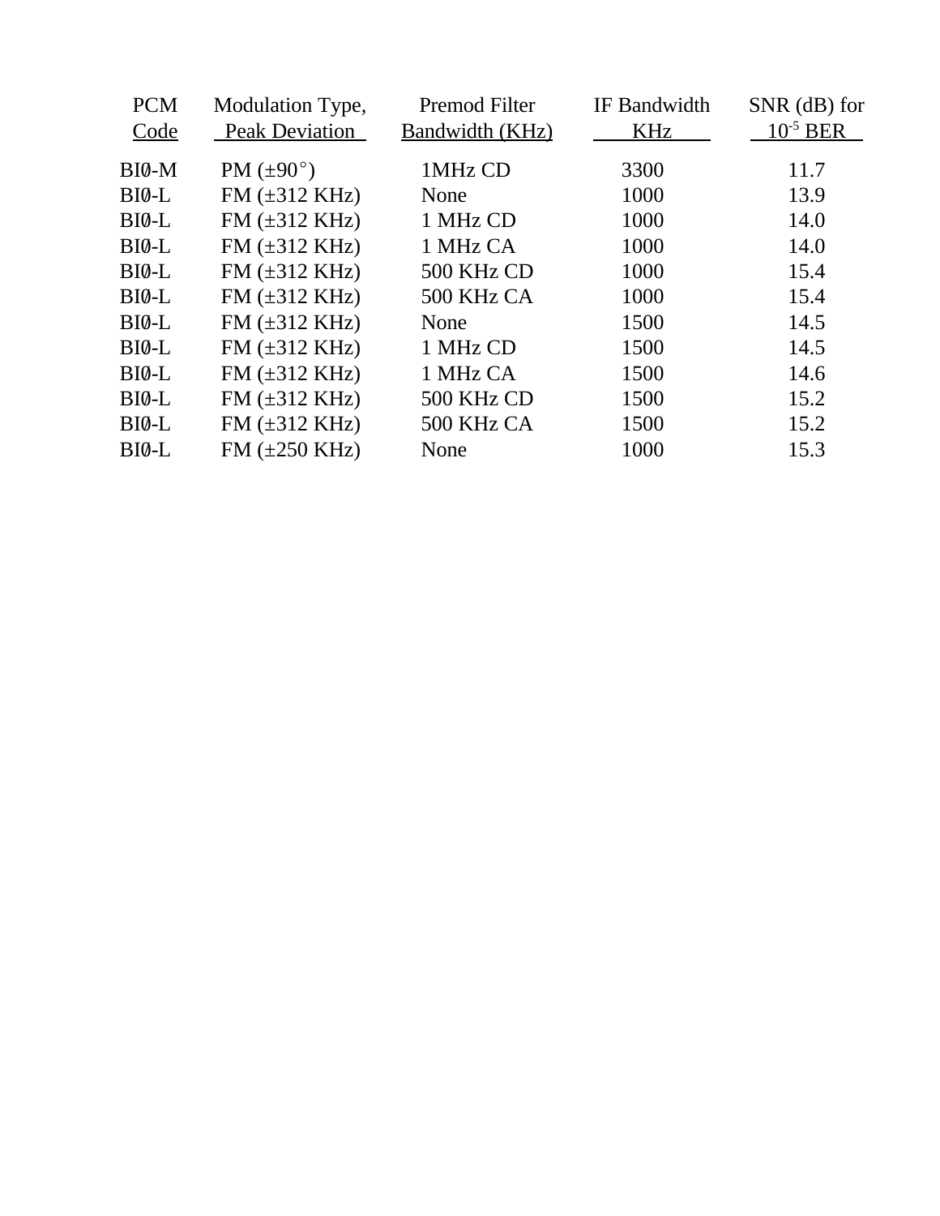| PCM Code | Modulation Type, Peak Deviation | Premod Filter Bandwidth (KHz) | IF Bandwidth KHz | SNR (dB) for $10^{-5}$ BER |
|---|---|---|---|---|
| BIØ-M | PM (±90°) | 1MHz CD | 3300 | 11.7 |
| BIØ-L | FM (±312 KHz) | None | 1000 | 13.9 |
| BIØ-L | FM (±312 KHz) | 1 MHz CD | 1000 | 14.0 |
| BIØ-L | FM (±312 KHz) | 1 MHz CA | 1000 | 14.0 |
| BIØ-L | FM (±312 KHz) | 500 KHz CD | 1000 | 15.4 |
| BIØ-L | FM (±312 KHz) | 500 KHz CA | 1000 | 15.4 |
| BIØ-L | FM (±312 KHz) | None | 1500 | 14.5 |
| BIØ-L | FM (±312 KHz) | 1 MHz CD | 1500 | 14.5 |
| BIØ-L | FM (±312 KHz) | 1 MHz CA | 1500 | 14.6 |
| BIØ-L | FM (±312 KHz) | 500 KHz CD | 1500 | 15.2 |
| BIØ-L | FM (±312 KHz) | 500 KHz CA | 1500 | 15.2 |
| BIØ-L | FM (±250 KHz) | None | 1000 | 15.3 |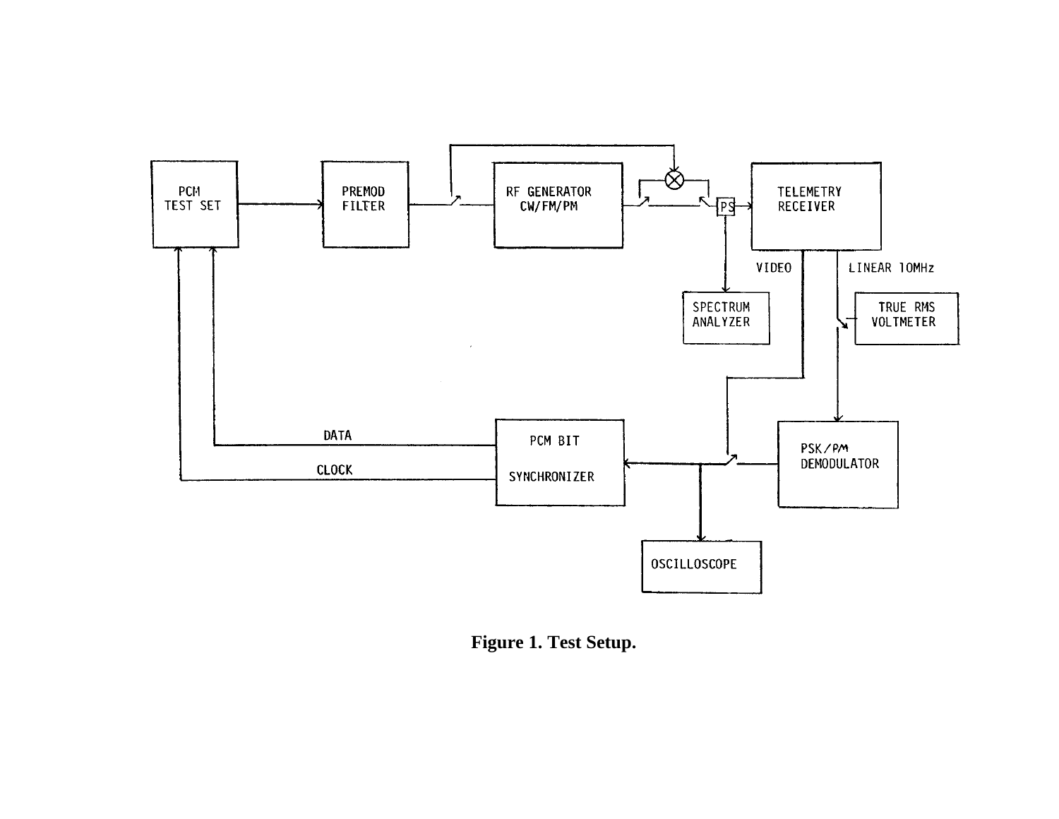Figure 1. Test Setup.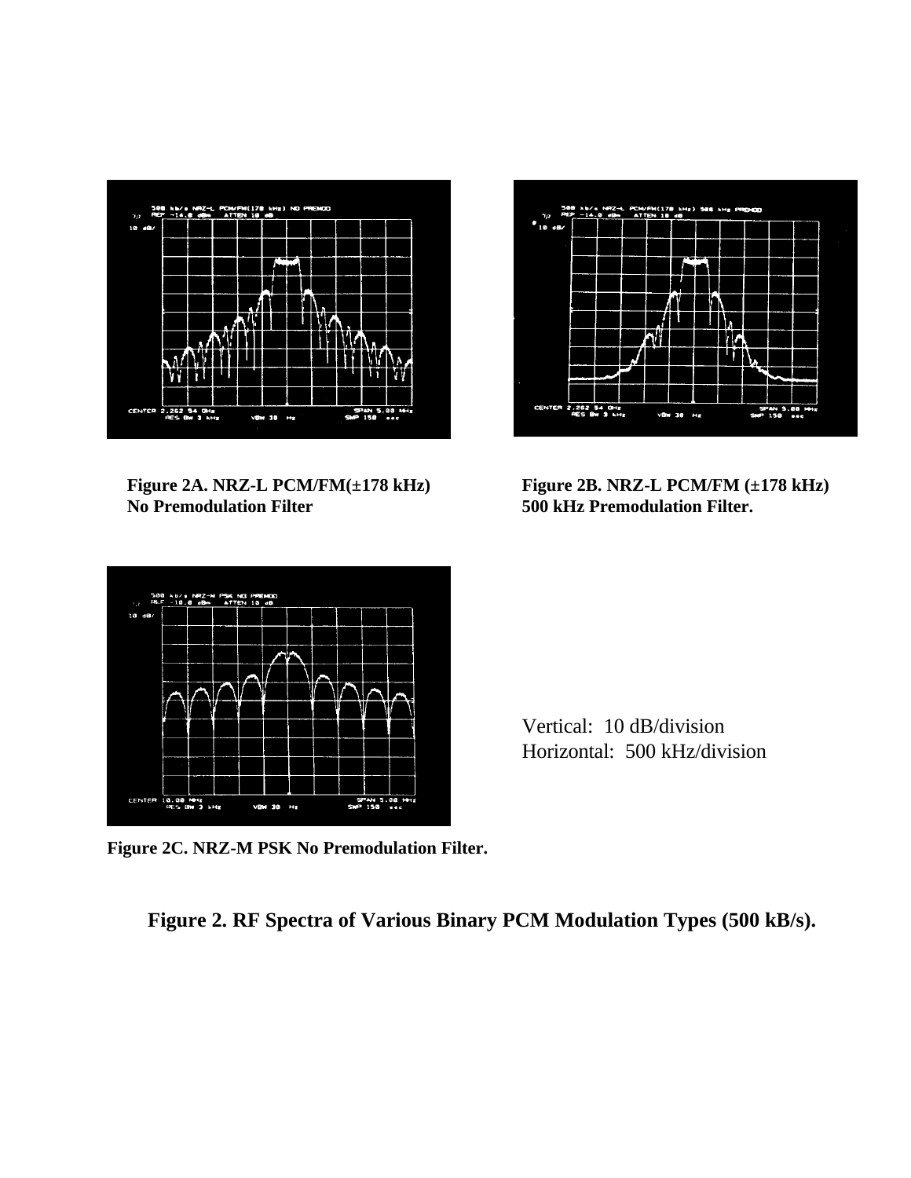**Figure 2A. NRZ-L PCM/FM(±178 kHz) No Premodulation Filter**

**Figure 2B. NRZ-L PCM/FM (±178 kHz) 500 kHz Premodulation Filter.**

**Figure 2C. NRZ-M PSK No Premodulation Filter.**

Vertical: 10 dB/division
Horizontal: 500 kHz/division

**Figure 2. RF Spectra of Various Binary PCM Modulation Types (500 kB/s).**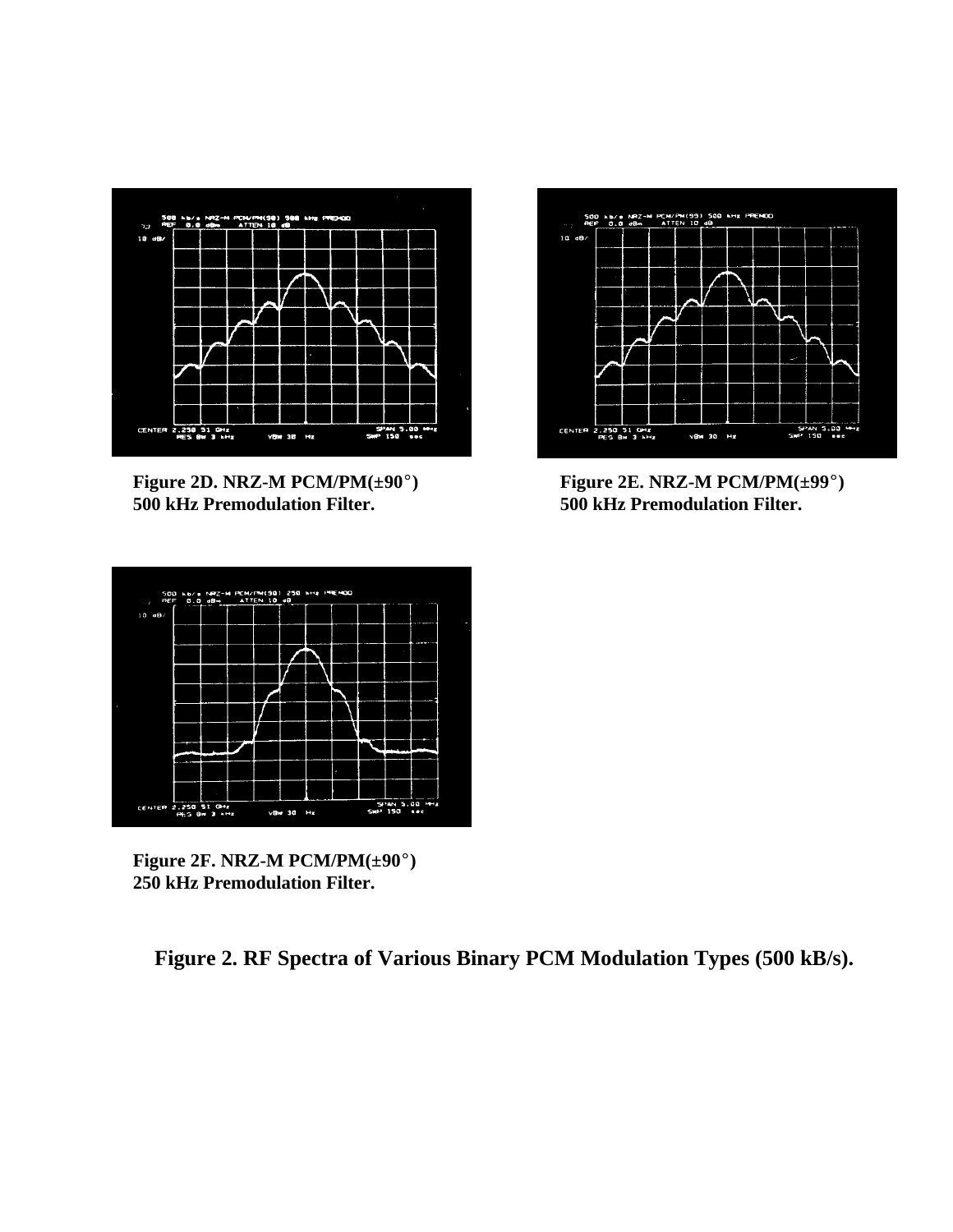Figure 2D. NRZ-M PCM/PM(±90°) 500 kHz Premodulation Filter.

Figure 2E. NRZ-M PCM/PM(±99°) 500 kHz Premodulation Filter.

Figure 2F. NRZ-M PCM/PM(±90°) 250 kHz Premodulation Filter.

**Figure 2. RF Spectra of Various Binary PCM Modulation Types (500 kB/s).**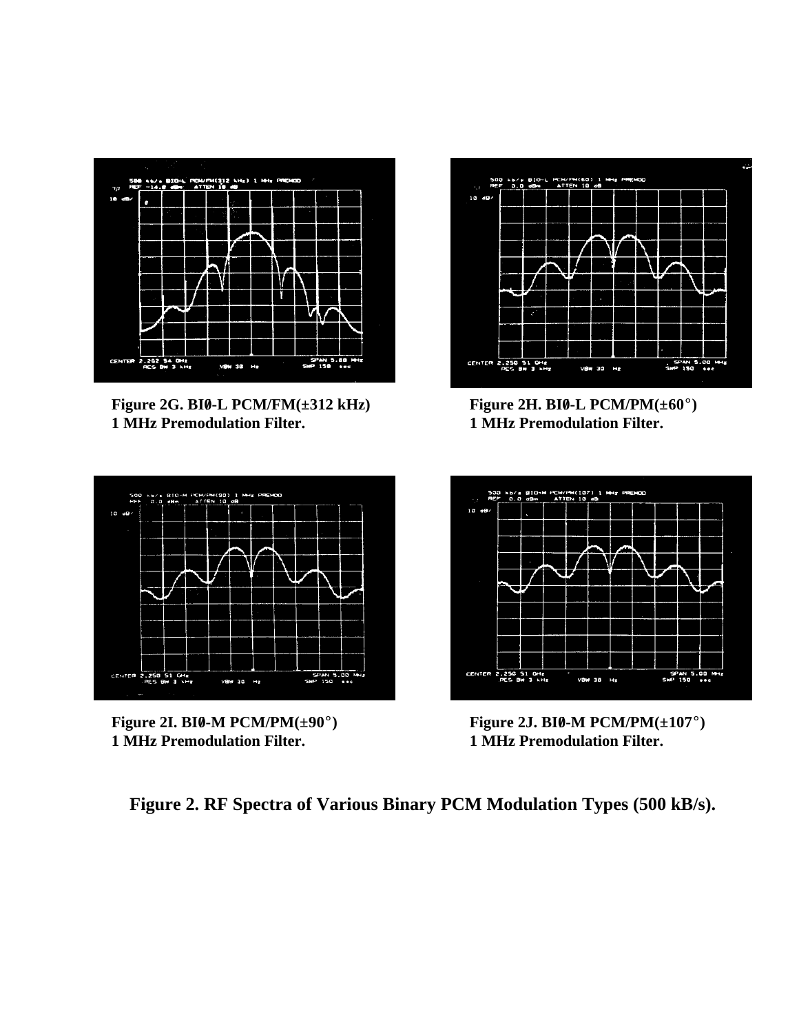Figure 2G. BIØ-L PCM/FM(±312 kHz)
1 MHz Premodulation Filter.

Figure 2H. BIØ-L PCM/PM(±60°)
1 MHz Premodulation Filter.

Figure 2I. BIØ-M PCM/PM(±90°)
1 MHz Premodulation Filter.

Figure 2J. BIØ-M PCM/PM(±107°)
1 MHz Premodulation Filter.

**Figure 2. RF Spectra of Various Binary PCM Modulation Types (500 kB/s).**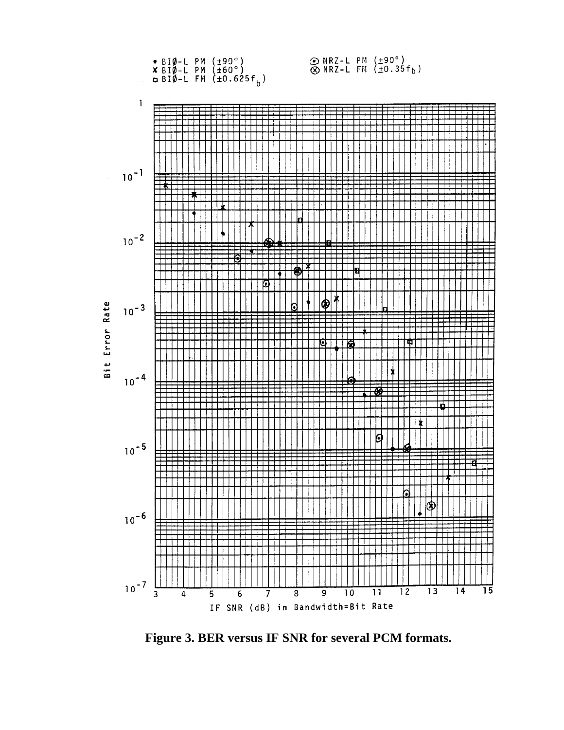• BIØ-L PM (±90°)
x BIØ-L PM (±60°)
□ BIØ-L FM (±0.625$f_b$)
⊙ NRZ-L PM (±90°)
⊗ NRZ-L FM (±0.35$f_b$)

Bit Error Rate

1
$10^{-1}$
$10^{-2}$
$10^{-3}$
$10^{-4}$
$10^{-5}$
$10^{-6}$
$10^{-7}$

3 4 5 6 7 8 9 10 11 12 13 14 15

IF SNR (dB) in Bandwidth=Bit Rate

**Figure 3. BER versus IF SNR for several PCM formats.**